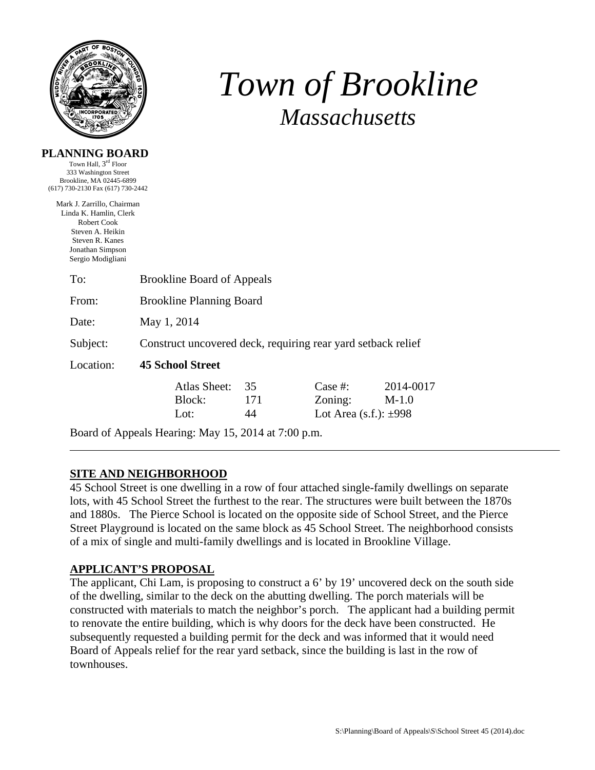# *Town of Brookline*

## *Massachusetts*

**PLANNING BOARD**
Town Hall, 3rd Floor
333 Washington Street
Brookline, MA 02445-6899
(617) 730-2130 Fax (617) 730-2442

Mark J. Zarrillo, Chairman
Linda K. Hamlin, Clerk
Robert Cook
Steven A. Heikin
Steven R. Kanes
Jonathan Simpson
Sergio Modigliani

To: Brookline Board of Appeals

From: Brookline Planning Board

Date: May 1, 2014

Subject: Construct uncovered deck, requiring rear yard setback relief

Location: **45 School Street**

| | | | |
|---|---|---|---|
| Atlas Sheet: | 35 | Case #: | 2014-0017 |
| Block: | 171 | Zoning: | M-1.0 |
| Lot: | 44 | Lot Area (s.f.): ±998 | |

Board of Appeals Hearing: May 15, 2014 at 7:00 p.m.

---

**SITE AND NEIGHBORHOOD**

45 School Street is one dwelling in a row of four attached single-family dwellings on separate lots, with 45 School Street the furthest to the rear. The structures were built between the 1870s and 1880s. The Pierce School is located on the opposite side of School Street, and the Pierce Street Playground is located on the same block as 45 School Street. The neighborhood consists of a mix of single and multi-family dwellings and is located in Brookline Village.

**APPLICANT'S PROPOSAL**

The applicant, Chi Lam, is proposing to construct a 6' by 19' uncovered deck on the south side of the dwelling, similar to the deck on the abutting dwelling. The porch materials will be constructed with materials to match the neighbor's porch. The applicant had a building permit to renovate the entire building, which is why doors for the deck have been constructed. He subsequently requested a building permit for the deck and was informed that it would need Board of Appeals relief for the rear yard setback, since the building is last in the row of townhouses.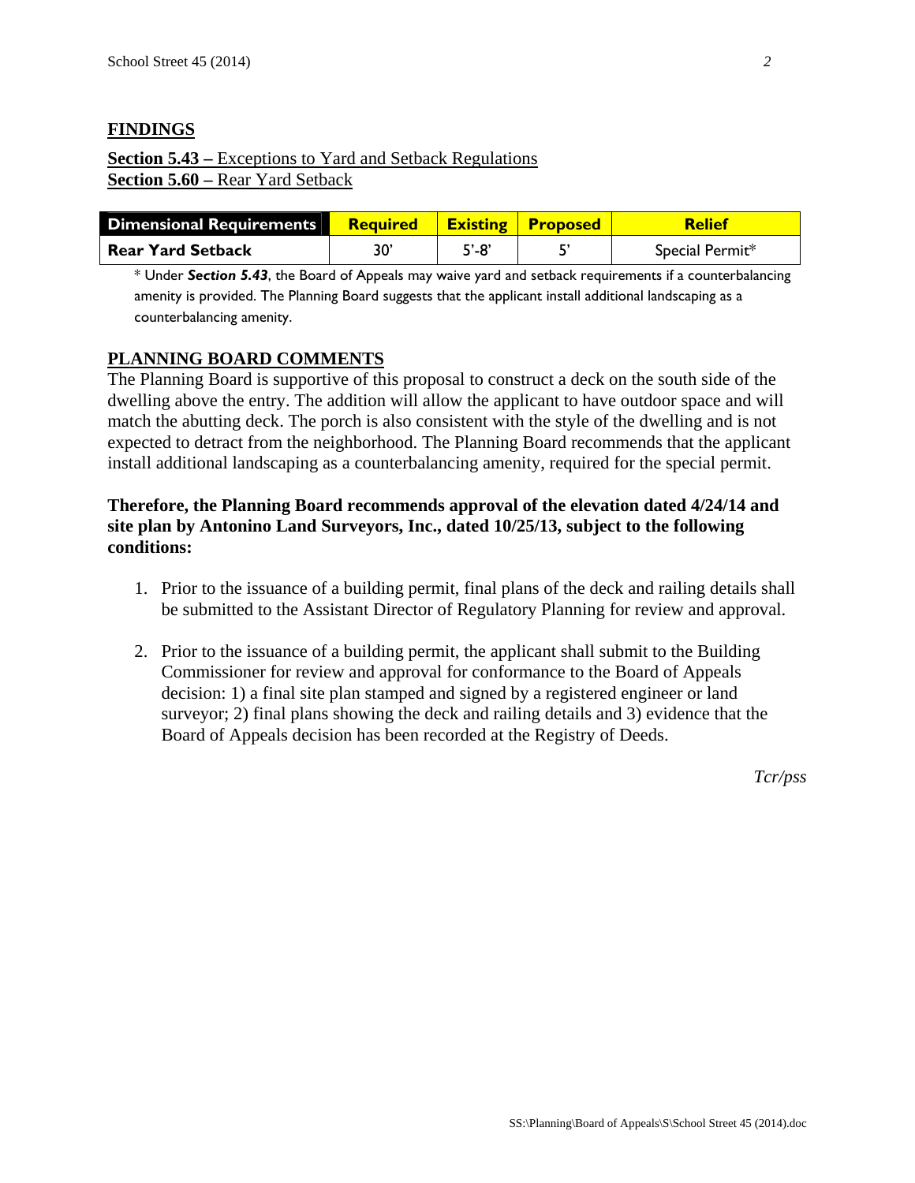## FINDINGS

**Section 5.43 –** Exceptions to Yard and Setback Regulations
**Section 5.60 –** Rear Yard Setback

| Dimensional Requirements | Required | Existing | Proposed | Relief |
|---|---|---|---|---|
| Rear Yard Setback | 30' | 5'-8' | 5' | Special Permit* |

\* Under ***Section 5.43***, the Board of Appeals may waive yard and setback requirements if a counterbalancing amenity is provided. The Planning Board suggests that the applicant install additional landscaping as a counterbalancing amenity.

## PLANNING BOARD COMMENTS

The Planning Board is supportive of this proposal to construct a deck on the south side of the dwelling above the entry. The addition will allow the applicant to have outdoor space and will match the abutting deck. The porch is also consistent with the style of the dwelling and is not expected to detract from the neighborhood. The Planning Board recommends that the applicant install additional landscaping as a counterbalancing amenity, required for the special permit.

**Therefore, the Planning Board recommends approval of the elevation dated 4/24/14 and site plan by Antonino Land Surveyors, Inc., dated 10/25/13, subject to the following conditions:**

1. Prior to the issuance of a building permit, final plans of the deck and railing details shall be submitted to the Assistant Director of Regulatory Planning for review and approval.

2. Prior to the issuance of a building permit, the applicant shall submit to the Building Commissioner for review and approval for conformance to the Board of Appeals decision: 1) a final site plan stamped and signed by a registered engineer or land surveyor; 2) final plans showing the deck and railing details and 3) evidence that the Board of Appeals decision has been recorded at the Registry of Deeds.

*Tcr/pss*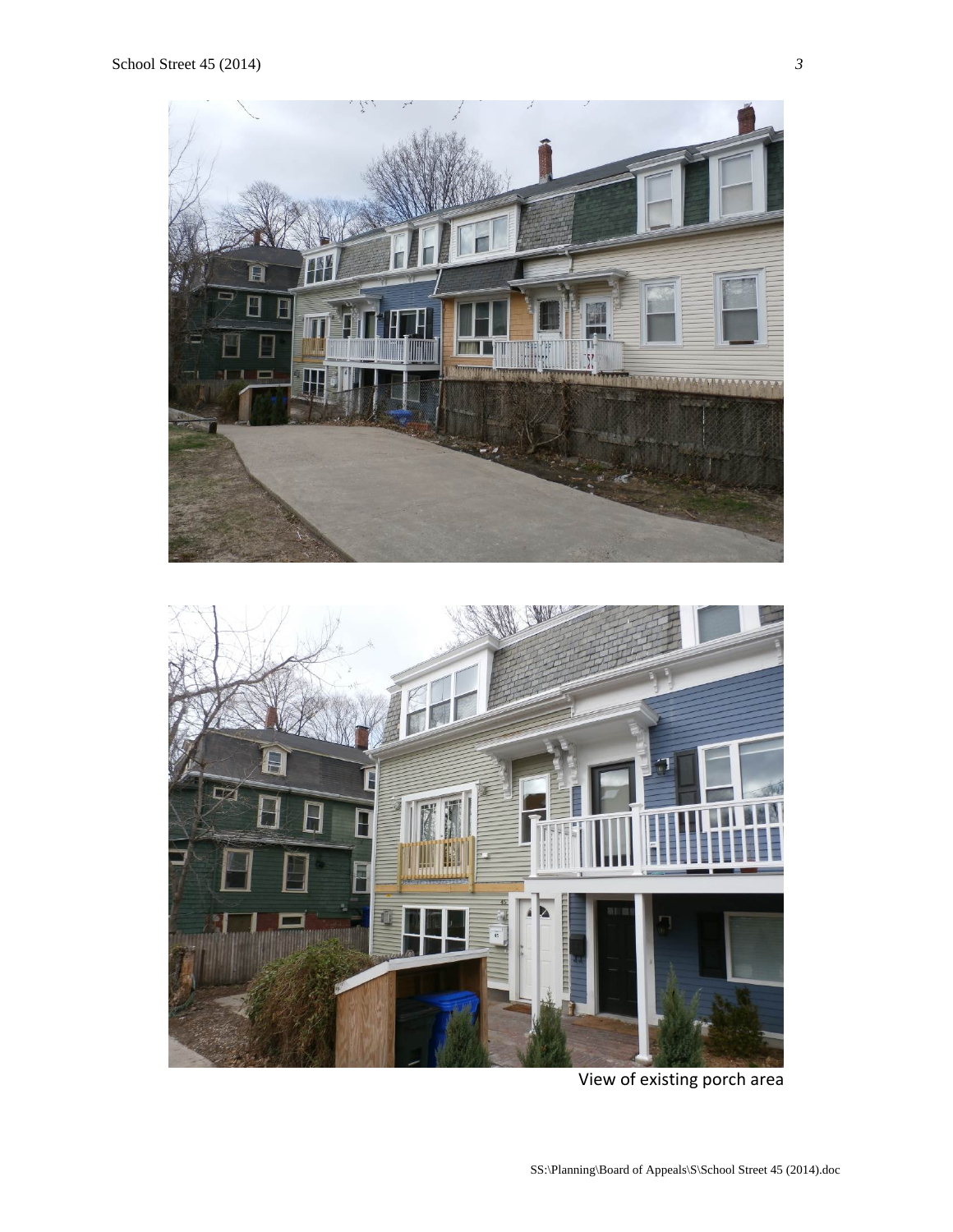View of existing porch area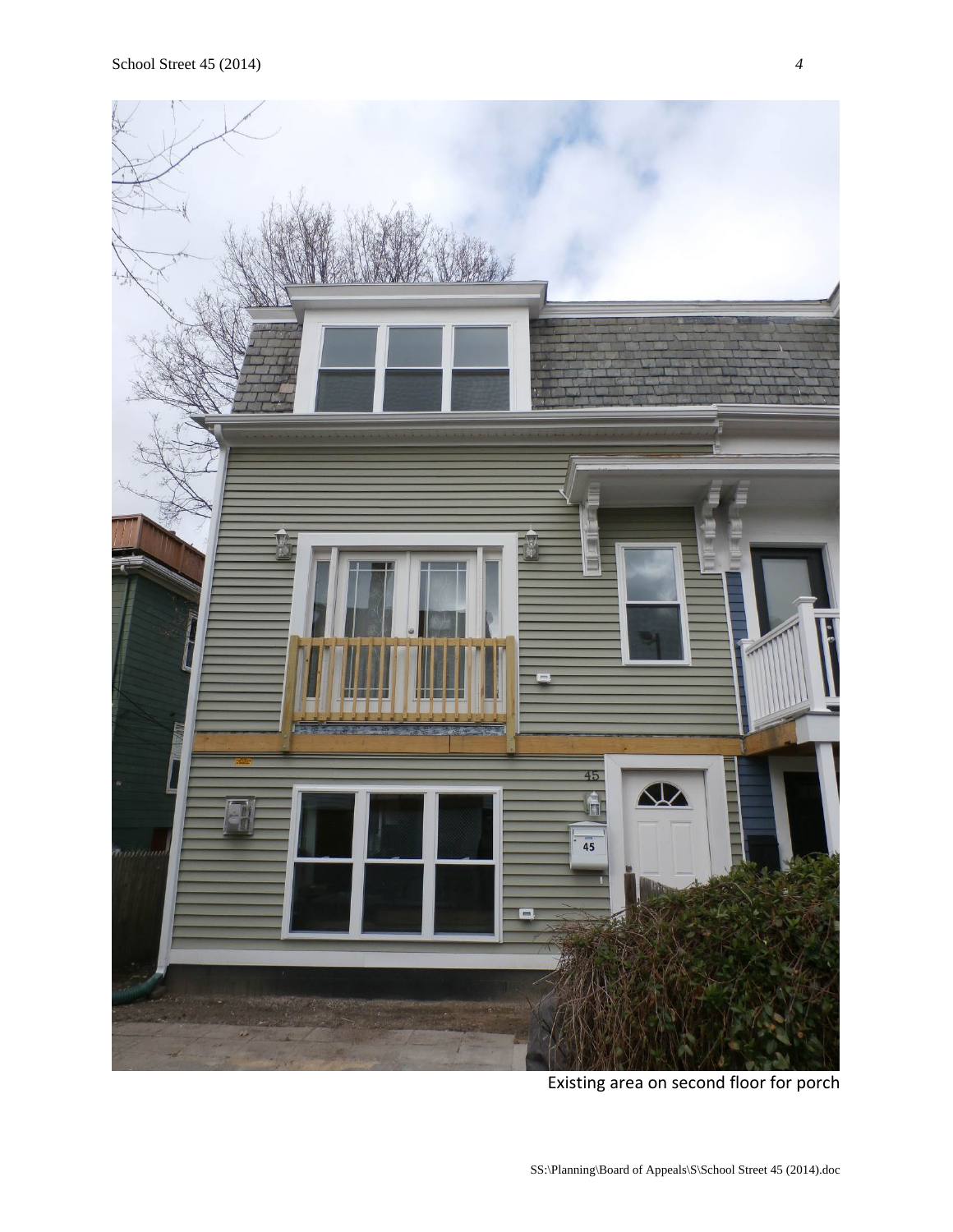Existing area on second floor for porch